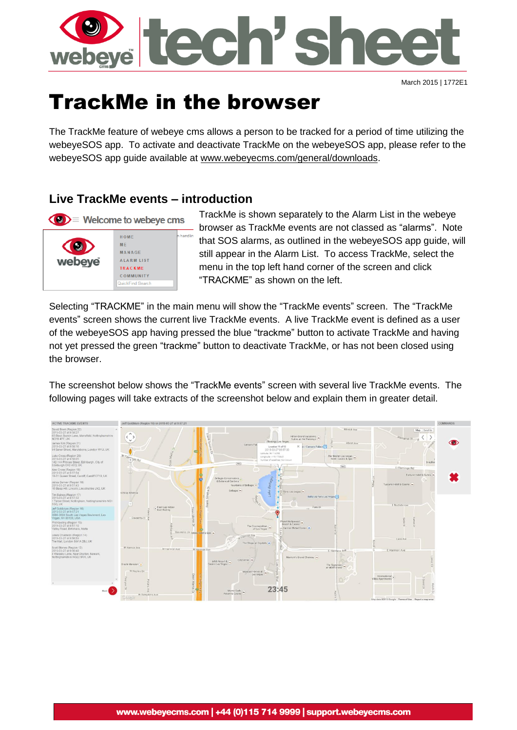March 2015 | 1772E1

# TrackMe in the browser

The TrackMe feature of webeye cms allows a person to be tracked for a period of time utilizing the webeyeSOS app. To activate and deactivate TrackMe on the webeyeSOS app, please refer to the webeyeSOS app guide available at www.webeyecms.com/general/downloads.

## Live TrackMe events – introduction

TrackMe is shown separately to the Alarm List in the webeye browser as TrackMe events are not classed as "alarms". Note that SOS alarms, as outlined in the webeyeSOS app guide, will still appear in the Alarm List. To access TrackMe, select the menu in the top left hand corner of the screen and click "TRACKME" as shown on the left.

Selecting "TRACKME" in the main menu will show the "TrackMe events" screen. The "TrackMe events" screen shows the current live TrackMe events. A live TrackMe event is defined as a user of the webeyeSOS app having pressed the blue "trackme" button to activate TrackMe and having not yet pressed the green "trackme" button to deactivate TrackMe, or has not been closed using the browser.

The screenshot below shows the "TrackMe events" screen with several live TrackMe events. The following pages will take extracts of the screenshot below and explain them in greater detail.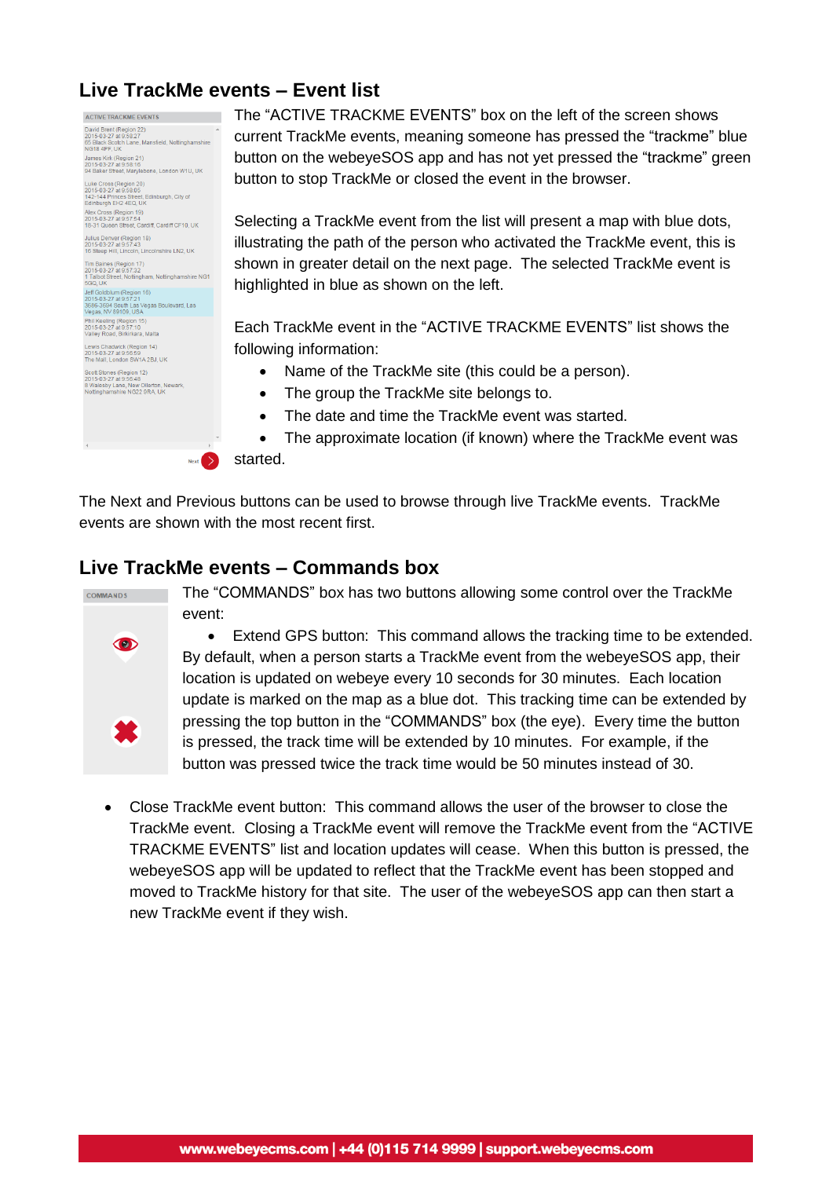## Live TrackMe events – Event list

The “ACTIVE TRACKME EVENTS” box on the left of the screen shows current TrackMe events, meaning someone has pressed the “trackme” blue button on the webeyeSOS app and has not yet pressed the “trackme” green button to stop TrackMe or closed the event in the browser.

Selecting a TrackMe event from the list will present a map with blue dots, illustrating the path of the person who activated the TrackMe event, this is shown in greater detail on the next page. The selected TrackMe event is highlighted in blue as shown on the left.

Each TrackMe event in the “ACTIVE TRACKME EVENTS” list shows the following information:

- Name of the TrackMe site (this could be a person).
- The group the TrackMe site belongs to.
- The date and time the TrackMe event was started.
- The approximate location (if known) where the TrackMe event was started.

The Next and Previous buttons can be used to browse through live TrackMe events. TrackMe events are shown with the most recent first.

## Live TrackMe events – Commands box

The “COMMANDS” box has two buttons allowing some control over the TrackMe event:

- Extend GPS button: This command allows the tracking time to be extended. By default, when a person starts a TrackMe event from the webeyeSOS app, their location is updated on webeye every 10 seconds for 30 minutes. Each location update is marked on the map as a blue dot. This tracking time can be extended by pressing the top button in the “COMMANDS” box (the eye). Every time the button is pressed, the track time will be extended by 10 minutes. For example, if the button was pressed twice the track time would be 50 minutes instead of 30.

- Close TrackMe event button: This command allows the user of the browser to close the TrackMe event. Closing a TrackMe event will remove the TrackMe event from the “ACTIVE TRACKME EVENTS” list and location updates will cease. When this button is pressed, the webeyeSOS app will be updated to reflect that the TrackMe event has been stopped and moved to TrackMe history for that site. The user of the webeyeSOS app can then start a new TrackMe event if they wish.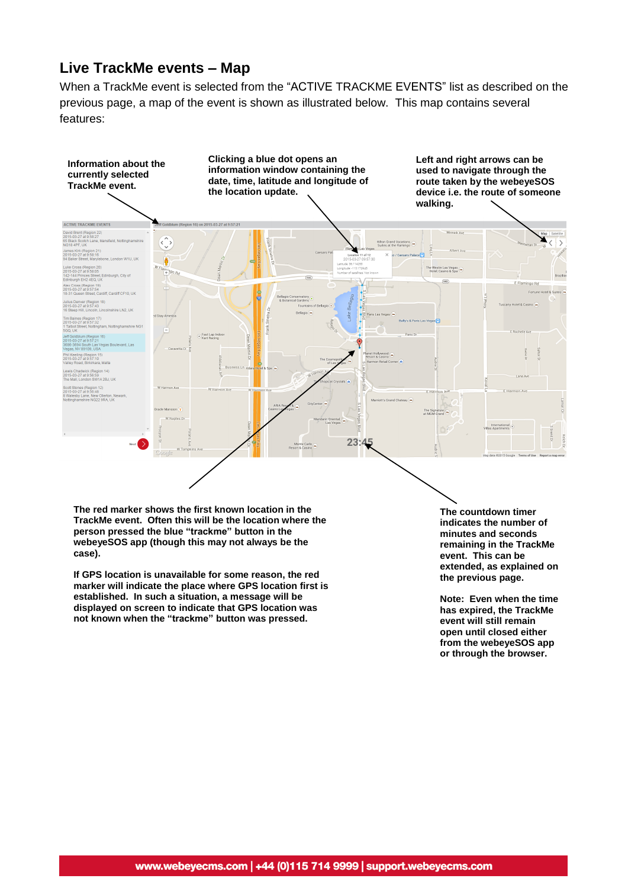## Live TrackMe events – Map

When a TrackMe event is selected from the "ACTIVE TRACKME EVENTS" list as described on the previous page, a map of the event is shown as illustrated below. This map contains several features:

**Information about the currently selected TrackMe event.**

**Clicking a blue dot opens an information window containing the date, time, latitude and longitude of the location update.**

**Left and right arrows can be used to navigate through the route taken by the webeyeSOS device i.e. the route of someone walking.**

**The red marker shows the first known location in the TrackMe event. Often this will be the location where the person pressed the blue "trackme" button in the webeyeSOS app (though this may not always be the case).**

**If GPS location is unavailable for some reason, the red marker will indicate the place where GPS location first is established. In such a situation, a message will be displayed on screen to indicate that GPS location was not known when the "trackme" button was pressed.**

**The countdown timer indicates the number of minutes and seconds remaining in the TrackMe event. This can be extended, as explained on the previous page.**

**Note: Even when the time has expired, the TrackMe event will still remain open until closed either from the webeyeSOS app or through the browser.**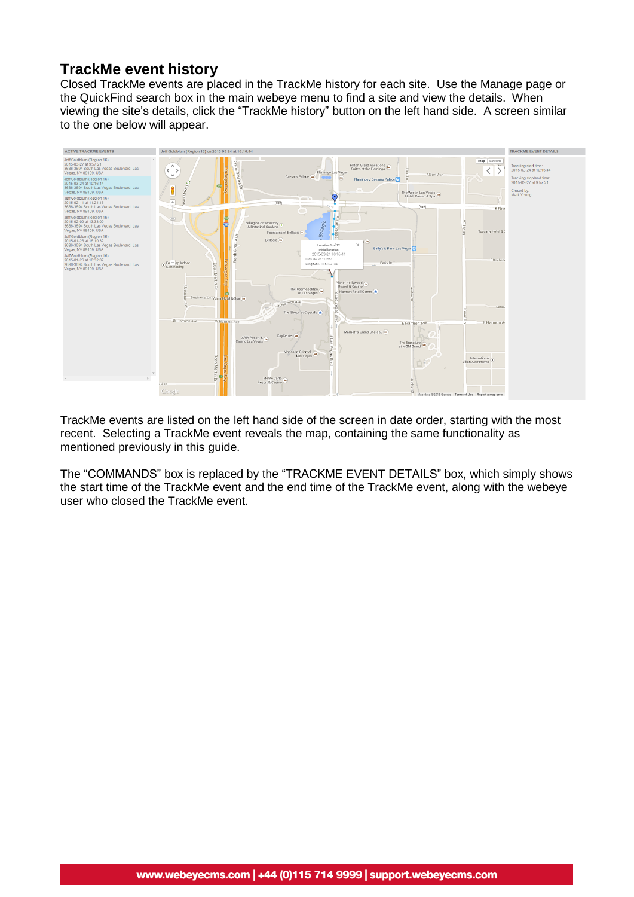# TrackMe event history

Closed TrackMe events are placed in the TrackMe history for each site. Use the Manage page or the QuickFind search box in the main webeye menu to find a site and view the details. When viewing the site's details, click the "TrackMe history" button on the left hand side. A screen similar to the one below will appear.

TrackMe events are listed on the left hand side of the screen in date order, starting with the most recent. Selecting a TrackMe event reveals the map, containing the same functionality as mentioned previously in this guide.

The "COMMANDS" box is replaced by the "TRACKME EVENT DETAILS" box, which simply shows the start time of the TrackMe event and the end time of the TrackMe event, along with the webeye user who closed the TrackMe event.